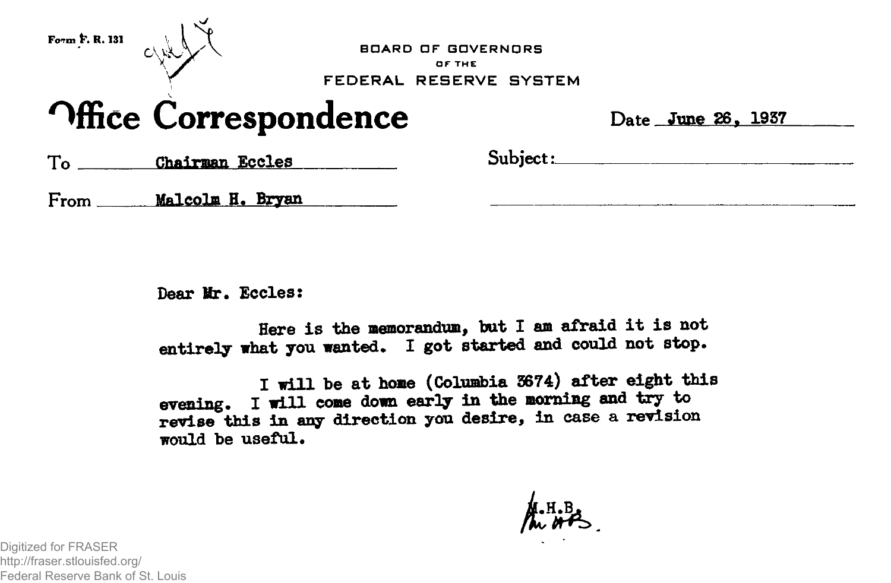Form F. R. 131

BOARD OF GOVERNORS
OF THE
FEDERAL RESERVE SYSTEM

# Office Correspondence

Date June 26, 1937

To Chairman Eccles

Subject:

From Malcolm H. Bryan

Dear Mr. Eccles:

Here is the memorandum, but I am afraid it is not entirely what you wanted. I got started and could not stop.

I will be at home (Columbia 3674) after eight this evening. I will come down early in the morning and try to revise this in any direction you desire, in case a revision would be useful.

M.H.B.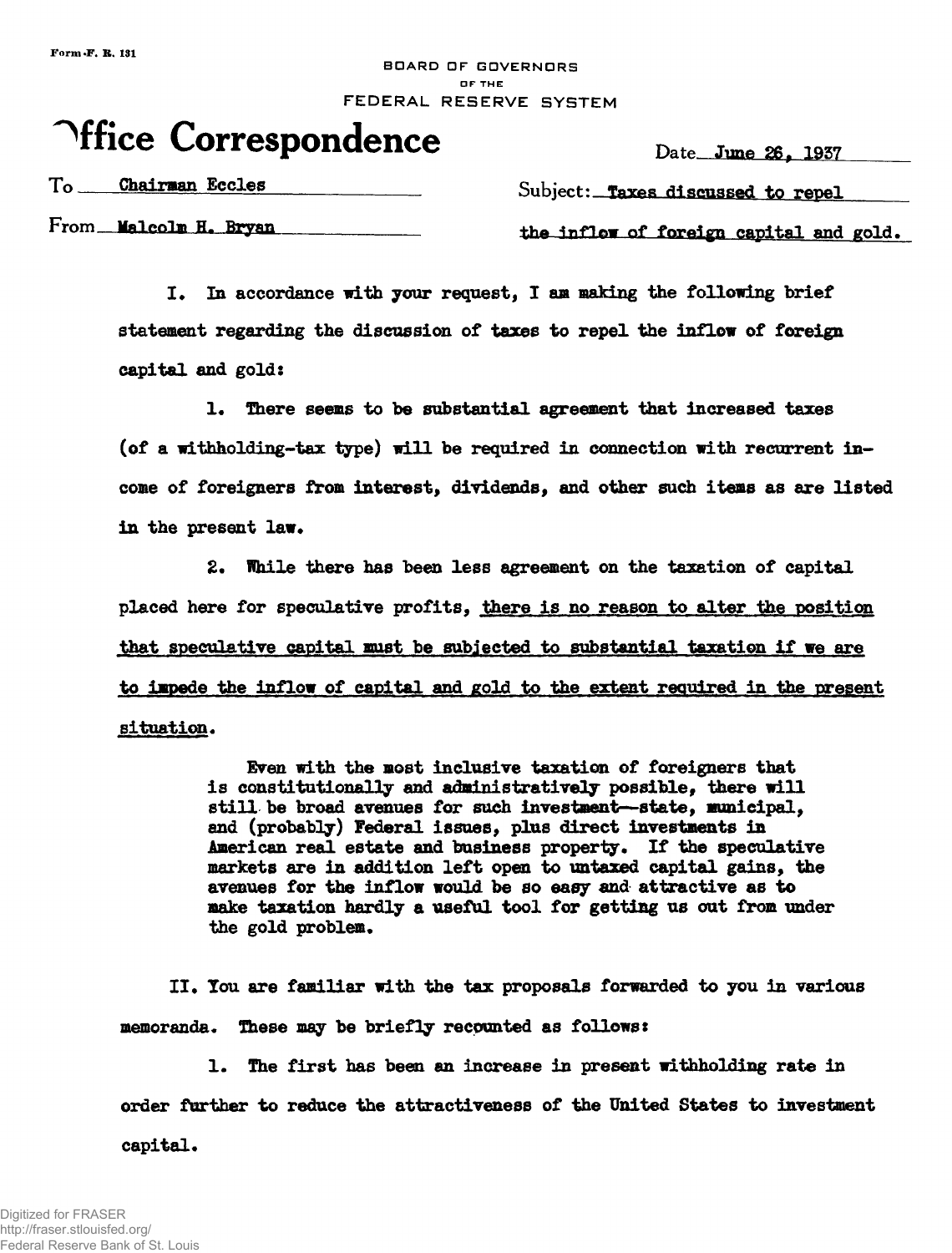Form F. R. 131

BOARD OF GOVERNORS
OF THE
FEDERAL RESERVE SYSTEM

# Office Correspondence

Date June 26, 1937

To Chairman Eccles

From Malcolm H. Bryan

Subject: Taxes discussed to repel the inflow of foreign capital and gold.

I. In accordance with your request, I am making the following brief statement regarding the discussion of taxes to repel the inflow of foreign capital and gold:

1. There seems to be substantial agreement that increased taxes (of a withholding-tax type) will be required in connection with recurrent income of foreigners from interest, dividends, and other such items as are listed in the present law.

2. While there has been less agreement on the taxation of capital placed here for speculative profits, there is no reason to alter the position that speculative capital must be subjected to substantial taxation if we are to impede the inflow of capital and gold to the extent required in the present situation.

> Even with the most inclusive taxation of foreigners that is constitutionally and administratively possible, there will still be broad avenues for such investment—state, municipal, and (probably) Federal issues, plus direct investments in American real estate and business property. If the speculative markets are in addition left open to untaxed capital gains, the avenues for the inflow would be so easy and attractive as to make taxation hardly a useful tool for getting us out from under the gold problem.

II. You are familiar with the tax proposals forwarded to you in various memoranda. These may be briefly recounted as follows:

1. The first has been an increase in present withholding rate in order further to reduce the attractiveness of the United States to investment capital.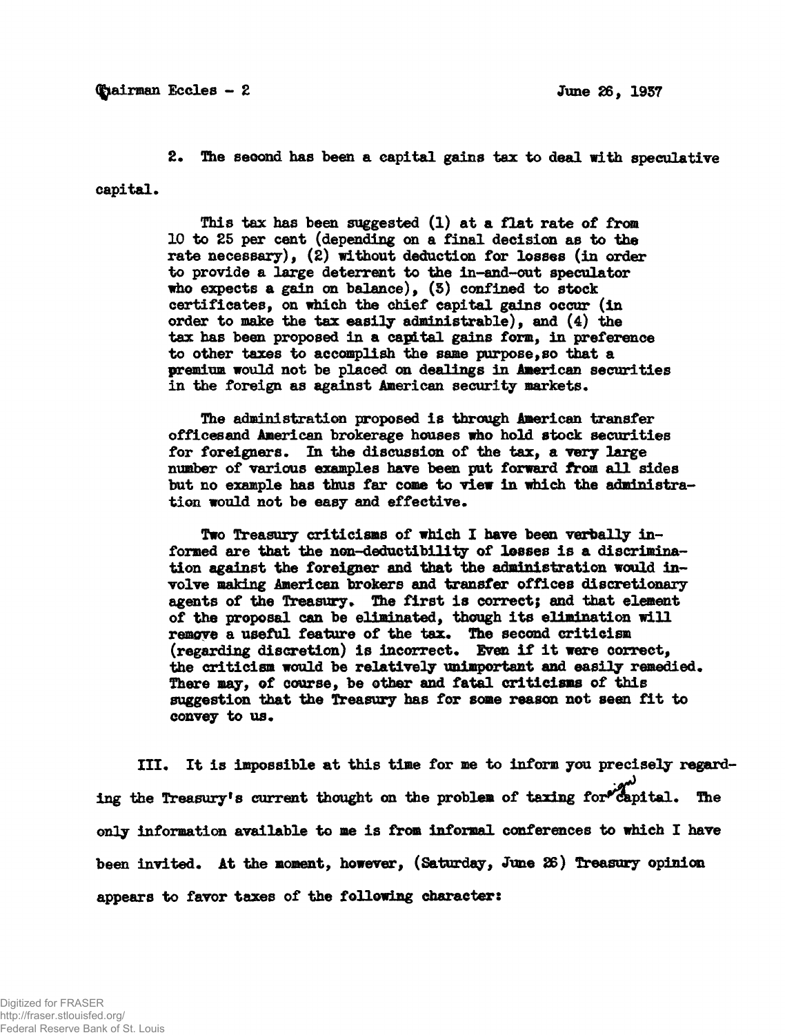2. The second has been a capital gains tax to deal with speculative capital.

> This tax has been suggested (1) at a flat rate of from 10 to 25 per cent (depending on a final decision as to the rate necessary), (2) without deduction for losses (in order to provide a large deterrent to the in-and-out speculator who expects a gain on balance), (3) confined to stock certificates, on which the chief capital gains occur (in order to make the tax easily administrable), and (4) the tax has been proposed in a capital gains form, in preference to other taxes to accomplish the same purpose, so that a premium would not be placed on dealings in American securities in the foreign as against American security markets.
>
> The administration proposed is through American transfer officesand American brokerage houses who hold stock securities for foreigners. In the discussion of the tax, a very large number of various examples have been put forward from all sides but no example has thus far come to view in which the administration would not be easy and effective.
>
> Two Treasury criticisms of which I have been verbally informed are that the non-deductibility of losses is a discrimination against the foreigner and that the administration would involve making American brokers and transfer offices discretionary agents of the Treasury. The first is correct; and that element of the proposal can be eliminated, though its elimination will remove a useful feature of the tax. The second criticism (regarding discretion) is incorrect. Even if it were correct, the criticism would be relatively unimportant and easily remedied. There may, of course, be other and fatal criticisms of this suggestion that the Treasury has for some reason not seen fit to convey to us.

III. It is impossible at this time for me to inform you precisely regarding the Treasury's current thought on the problem of taxing foreign capital. The only information available to me is from informal conferences to which I have been invited. At the moment, however, (Saturday, June 26) Treasury opinion appears to favor taxes of the following character: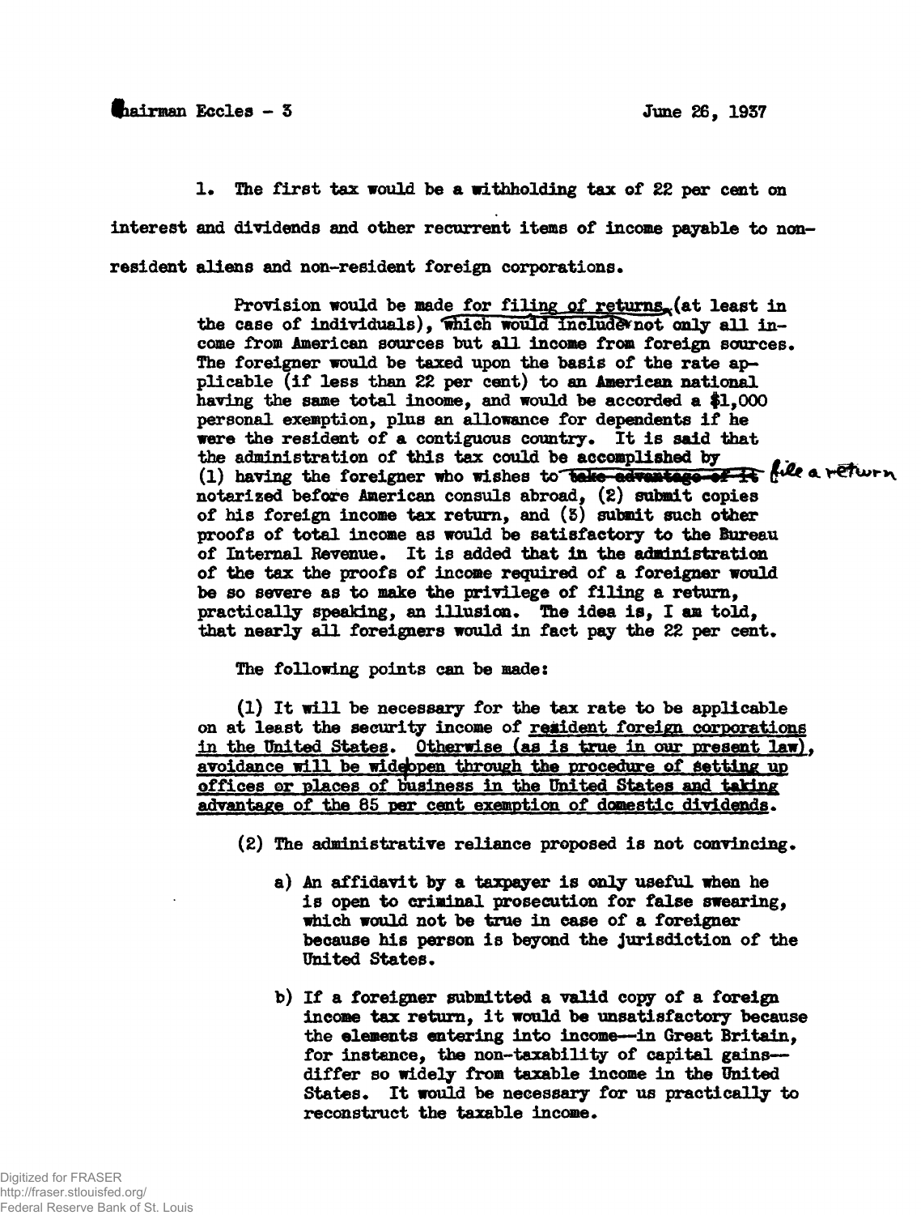1. The first tax would be a withholding tax of 22 per cent on interest and dividends and other recurrent items of income payable to non-resident aliens and non-resident foreign corporations.

Provision would be made for filing of returns (at least in the case of individuals), which would include not only all income from American sources but all income from foreign sources. The foreigner would be taxed upon the basis of the rate applicable (if less than 22 per cent) to an American national having the same total income, and would be accorded a $1,000 personal exemption, plus an allowance for dependents if he were the resident of a contiguous country. It is said that the administration of this tax could be accomplished by (1) having the foreigner who wishes to ~~take advantage of it~~ file a return notarized before American consuls abroad, (2) submit copies of his foreign income tax return, and (3) submit such other proofs of total income as would be satisfactory to the Bureau of Internal Revenue. It is added that in the administration of the tax the proofs of income required of a foreigner would be so severe as to make the privilege of filing a return, practically speaking, an illusion. The idea is, I am told, that nearly all foreigners would in fact pay the 22 per cent.

The following points can be made:

(1) It will be necessary for the tax rate to be applicable on at least the security income of resident foreign corporations in the United States. Otherwise (as is true in our present law), avoidance will be wide open through the procedure of setting up offices or places of business in the United States and taking advantage of the 85 per cent exemption of domestic dividends.

(2) The administrative reliance proposed is not convincing.

a) An affidavit by a taxpayer is only useful when he is open to criminal prosecution for false swearing, which would not be true in case of a foreigner because his person is beyond the jurisdiction of the United States.

b) If a foreigner submitted a valid copy of a foreign income tax return, it would be unsatisfactory because the elements entering into income--in Great Britain, for instance, the non-taxability of capital gains--differ so widely from taxable income in the United States. It would be necessary for us practically to reconstruct the taxable income.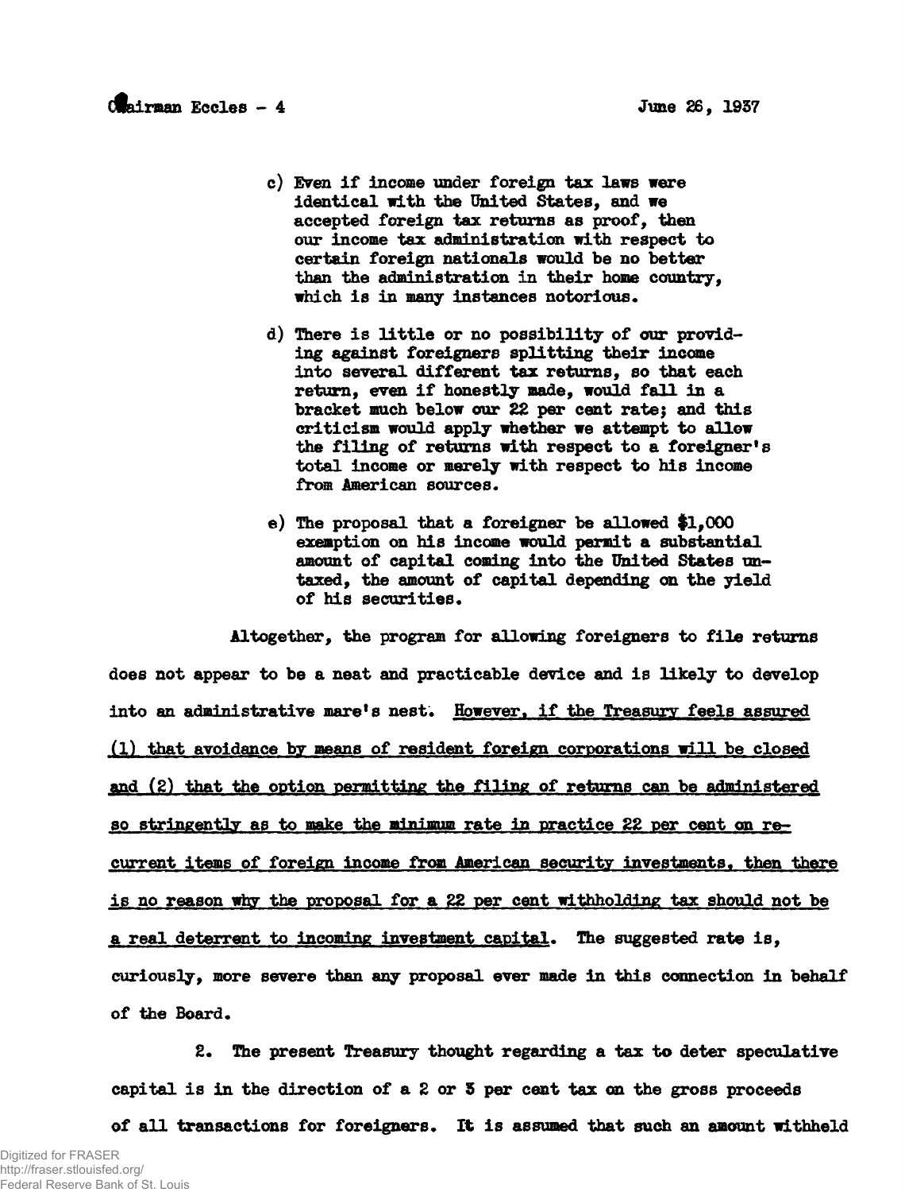c) Even if income under foreign tax laws were identical with the United States, and we accepted foreign tax returns as proof, then our income tax administration with respect to certain foreign nationals would be no better than the administration in their home country, which is in many instances notorious.

d) There is little or no possibility of our providing against foreigners splitting their income into several different tax returns, so that each return, even if honestly made, would fall in a bracket much below our 22 per cent rate; and this criticism would apply whether we attempt to allow the filing of returns with respect to a foreigner's total income or merely with respect to his income from American sources.

e) The proposal that a foreigner be allowed $1,000 exemption on his income would permit a substantial amount of capital coming into the United States untaxed, the amount of capital depending on the yield of his securities.

Altogether, the program for allowing foreigners to file returns does not appear to be a neat and practicable device and is likely to develop into an administrative mare's nest. <u>However, if the Treasury feels assured (1) that avoidance by means of resident foreign corporations will be closed and (2) that the option permitting the filing of returns can be administered so stringently as to make the minimum rate in practice 22 per cent on recurrent items of foreign income from American security investments, then there is no reason why the proposal for a 22 per cent withholding tax should not be a real deterrent to incoming investment capital</u>. The suggested rate is, curiously, more severe than any proposal ever made in this connection in behalf of the Board.

2. The present Treasury thought regarding a tax to deter speculative capital is in the direction of a 2 or 3 per cent tax on the gross proceeds of all transactions for foreigners. It is assumed that such an amount withheld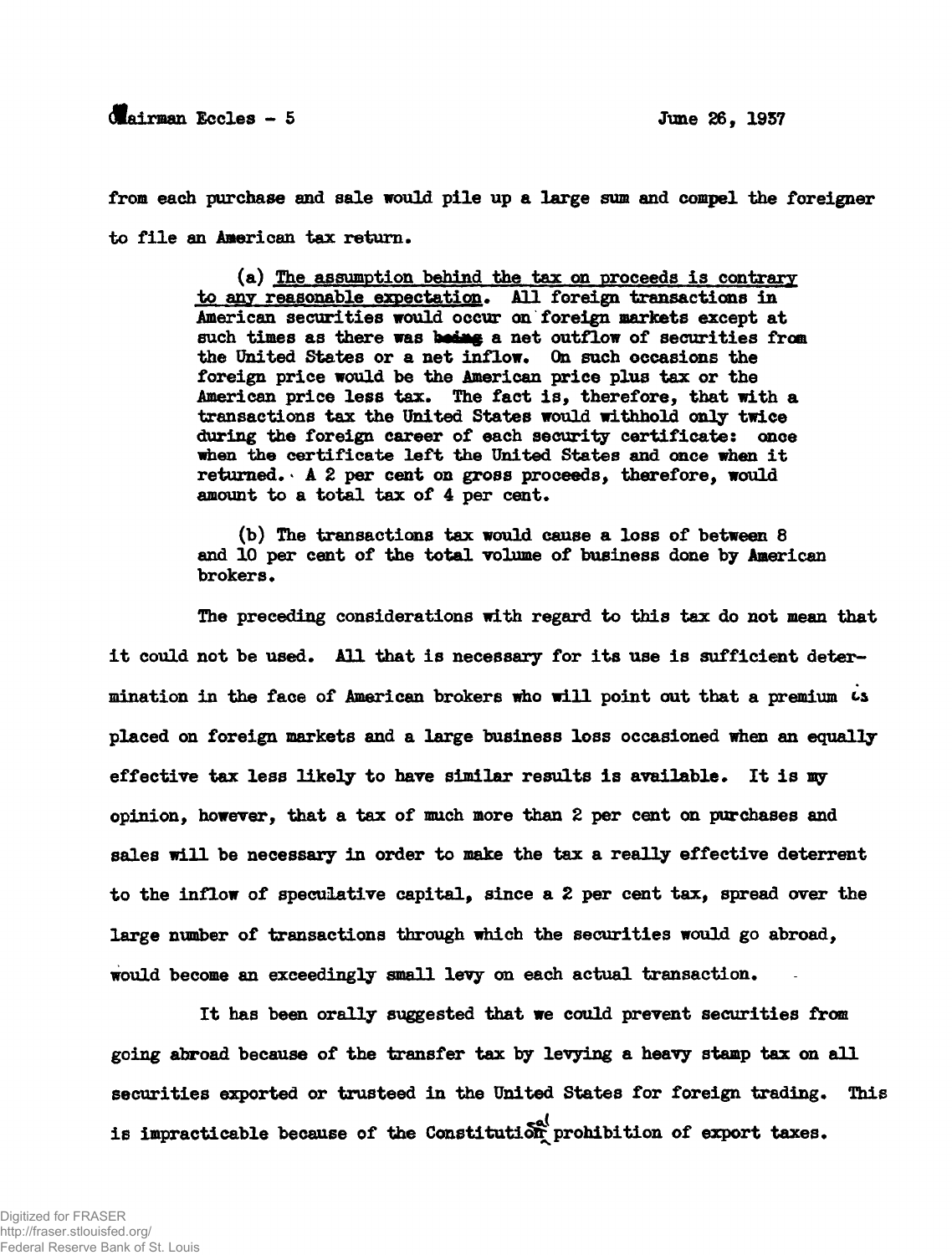from each purchase and sale would pile up a large sum and compel the foreigner to file an American tax return.

> (a) <u>The assumption behind the tax on proceeds is contrary to any reasonable expectation</u>. All foreign transactions in American securities would occur on foreign markets except at such times as there was being a net outflow of securities from the United States or a net inflow. On such occasions the foreign price would be the American price plus tax or the American price less tax. The fact is, therefore, that with a transactions tax the United States would withhold only twice during the foreign career of each security certificate: once when the certificate left the United States and once when it returned. A 2 per cent on gross proceeds, therefore, would amount to a total tax of 4 per cent.
>
> (b) The transactions tax would cause a loss of between 8 and 10 per cent of the total volume of business done by American brokers.

The preceding considerations with regard to this tax do not mean that it could not be used. All that is necessary for its use is sufficient determination in the face of American brokers who will point out that a premium is placed on foreign markets and a large business loss occasioned when an equally effective tax less likely to have similar results is available. It is my opinion, however, that a tax of much more than 2 per cent on purchases and sales will be necessary in order to make the tax a really effective deterrent to the inflow of speculative capital, since a 2 per cent tax, spread over the large number of transactions through which the securities would go abroad, would become an exceedingly small levy on each actual transaction.

It has been orally suggested that we could prevent securities from going abroad because of the transfer tax by levying a heavy stamp tax on all securities exported or trusteed in the United States for foreign trading. This is impracticable because of the Constitutional prohibition of export taxes.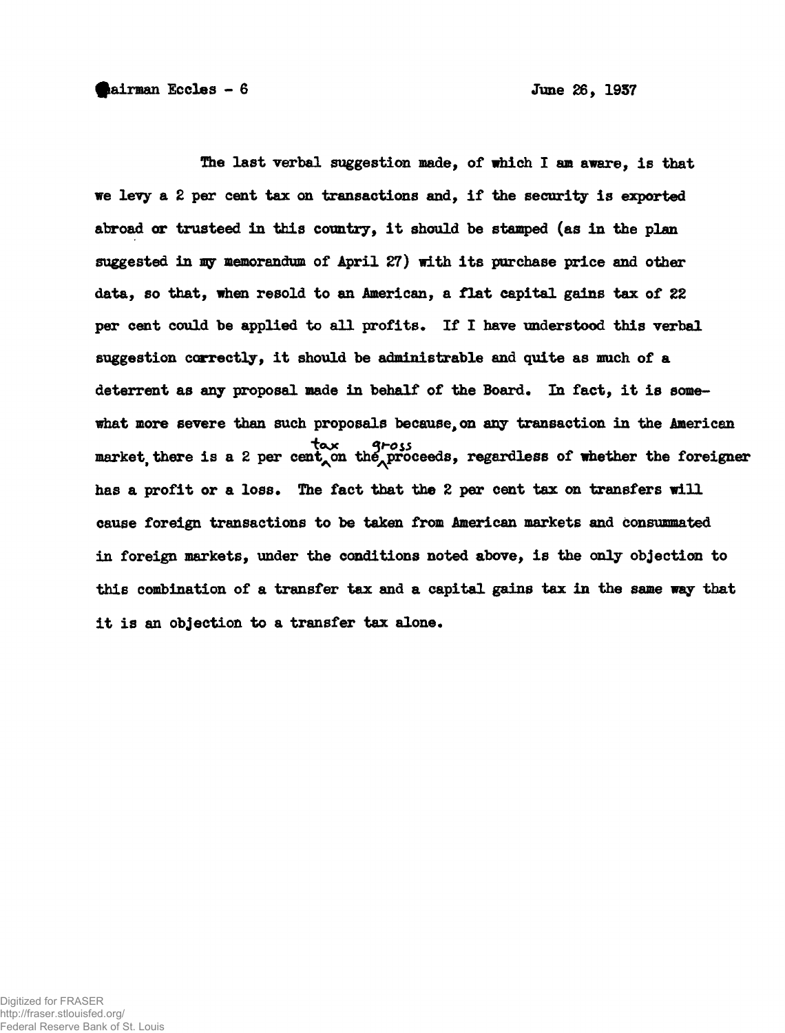The last verbal suggestion made, of which I am aware, is that we levy a 2 per cent tax on transactions and, if the security is exported abroad or trusteed in this country, it should be stamped (as in the plan suggested in my memorandum of April 27) with its purchase price and other data, so that, when resold to an American, a flat capital gains tax of 22 per cent could be applied to all profits. If I have understood this verbal suggestion correctly, it should be administrable and quite as much of a deterrent as any proposal made in behalf of the Board. In fact, it is somewhat more severe than such proposals because, on any transaction in the American market, there is a 2 per cent tax on the gross proceeds, regardless of whether the foreigner has a profit or a loss. The fact that the 2 per cent tax on transfers will cause foreign transactions to be taken from American markets and consummated in foreign markets, under the conditions noted above, is the only objection to this combination of a transfer tax and a capital gains tax in the same way that it is an objection to a transfer tax alone.